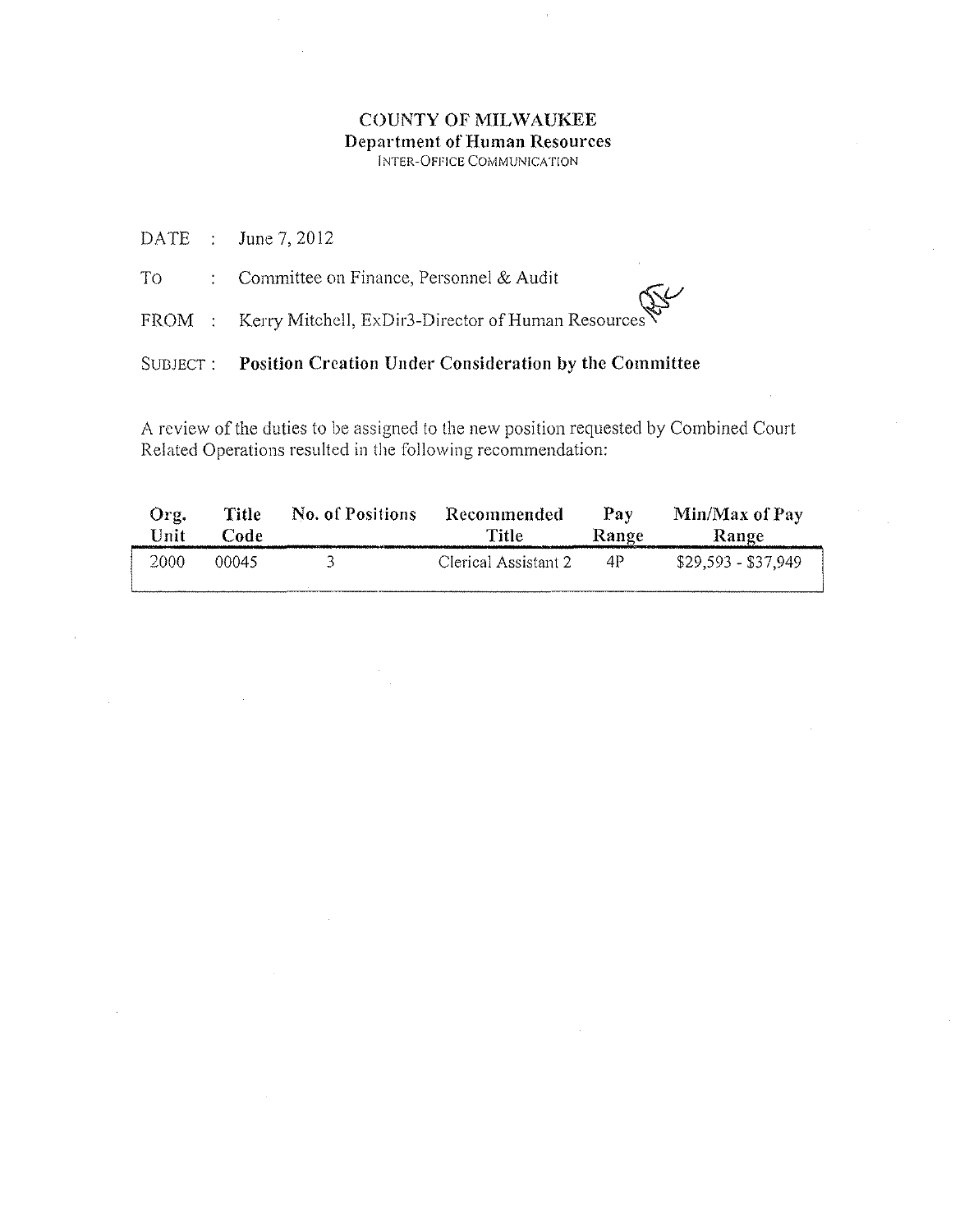**COUNTY OF MILWAUKEE**
**Department of Human Resources**
INTER-OFFICE COMMUNICATION

DATE : June 7, 2012

TO : Committee on Finance, Personnel & Audit

FROM : Kerry Mitchell, ExDir3-Director of Human Resources

SUBJECT : **Position Creation Under Consideration by the Committee**

A review of the duties to be assigned to the new position requested by Combined Court Related Operations resulted in the following recommendation:

| Org. Unit | Title Code | No. of Positions | Recommended Title | Pay Range | Min/Max of Pay Range |
|---|---|---|---|---|---|
| 2000 | 00045 | 3 | Clerical Assistant 2 | 4P | $29,593 - $37,949 |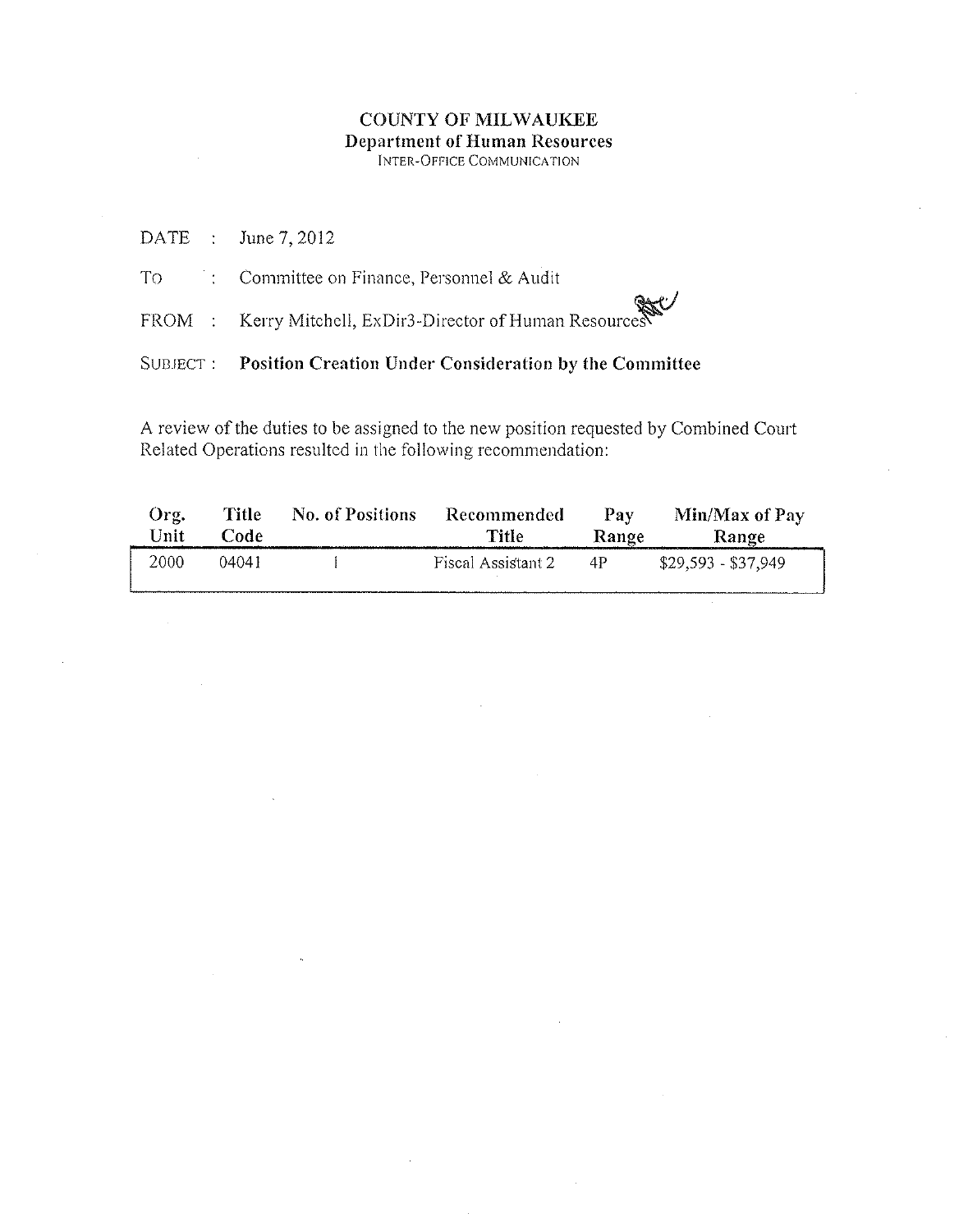**COUNTY OF MILWAUKEE**
**Department of Human Resources**
INTER-OFFICE COMMUNICATION

DATE : June 7, 2012

TO : Committee on Finance, Personnel & Audit

FROM : Kerry Mitchell, ExDir3-Director of Human Resources

SUBJECT : **Position Creation Under Consideration by the Committee**

A review of the duties to be assigned to the new position requested by Combined Court Related Operations resulted in the following recommendation:

| Org. Unit | Title Code | No. of Positions | Recommended Title | Pay Range | Min/Max of Pay Range |
|---|---|---|---|---|---|
| 2000 | 04041 | 1 | Fiscal Assistant 2 | 4P | $29,593 - $37,949 |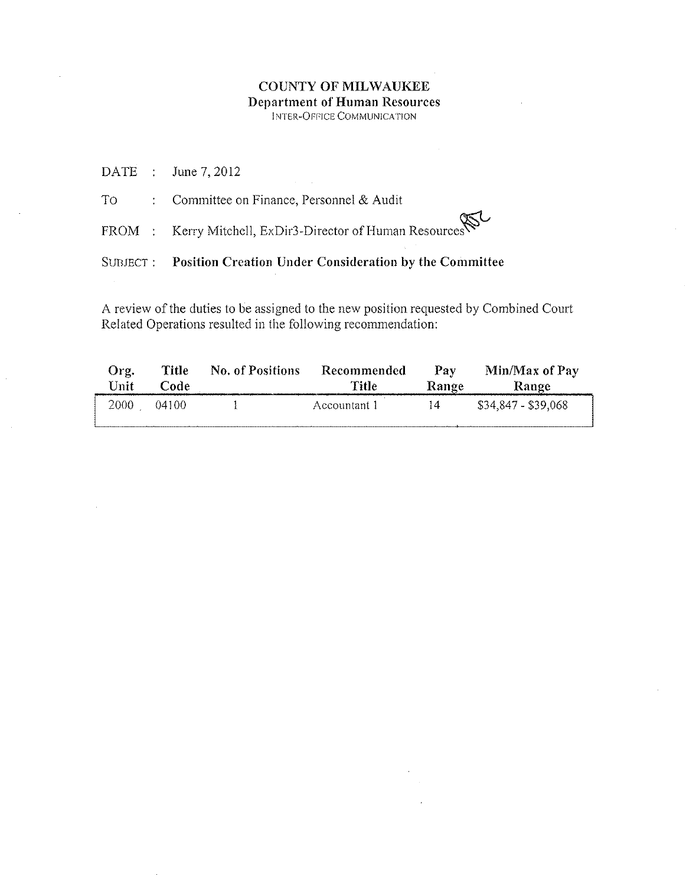**COUNTY OF MILWAUKEE**
**Department of Human Resources**
INTER-OFFICE COMMUNICATION

DATE : June 7, 2012

TO : Committee on Finance, Personnel & Audit

FROM : Kerry Mitchell, ExDir3-Director of Human Resources

SUBJECT : **Position Creation Under Consideration by the Committee**

A review of the duties to be assigned to the new position requested by Combined Court Related Operations resulted in the following recommendation:

| Org. Unit | Title Code | No. of Positions | Recommended Title | Pay Range | Min/Max of Pay Range |
|---|---|---|---|---|---|
| 2000 | 04100 | 1 | Accountant 1 | 14 | $34,847 - $39,068 |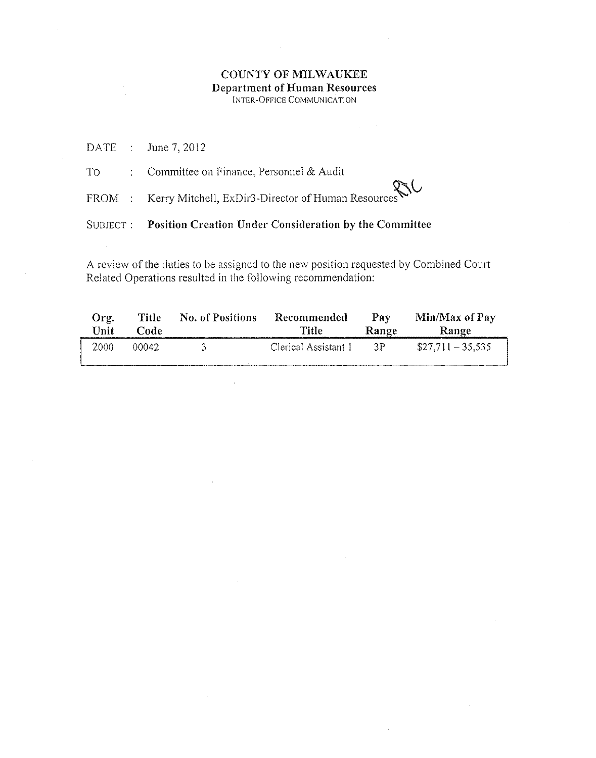**COUNTY OF MILWAUKEE**
**Department of Human Resources**
INTER-OFFICE COMMUNICATION

DATE : June 7, 2012

TO : Committee on Finance, Personnel & Audit

FROM : Kerry Mitchell, ExDir3-Director of Human Resources

SUBJECT : **Position Creation Under Consideration by the Committee**

A review of the duties to be assigned to the new position requested by Combined Court Related Operations resulted in the following recommendation:

| Org. Unit | Title Code | No. of Positions | Recommended Title | Pay Range | Min/Max of Pay Range |
|---|---|---|---|---|---|
| 2000 | 00042 | 3 | Clerical Assistant 1 | 3P | $27,711 – 35,535 |